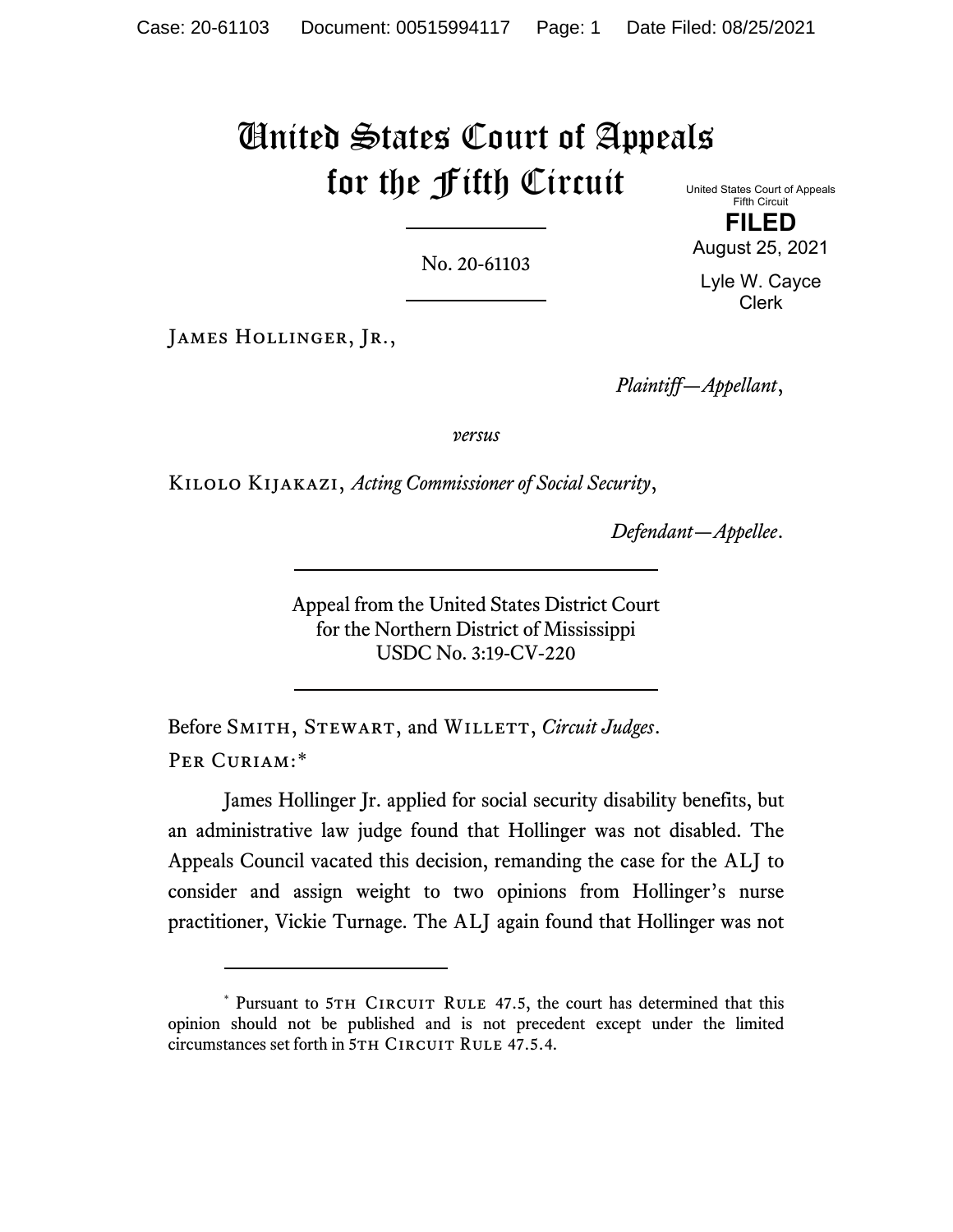# United States Court of Appeals for the Fifth Circuit

United States Court of Appeals
Fifth Circuit

**FILED**

August 25, 2021

Lyle W. Cayce
Clerk

No. 20-61103

James Hollinger, Jr.,

*Plaintiff—Appellant*,

*versus*

Kilolo Kijakazi, *Acting Commissioner of Social Security*,

*Defendant—Appellee*.

Appeal from the United States District Court
for the Northern District of Mississippi
USDC No. 3:19-CV-220

Before Smith, Stewart, and Willett, *Circuit Judges*.

Per Curiam:*

James Hollinger Jr. applied for social security disability benefits, but an administrative law judge found that Hollinger was not disabled. The Appeals Council vacated this decision, remanding the case for the ALJ to consider and assign weight to two opinions from Hollinger's nurse practitioner, Vickie Turnage. The ALJ again found that Hollinger was not

---

* Pursuant to 5th Circuit Rule 47.5, the court has determined that this opinion should not be published and is not precedent except under the limited circumstances set forth in 5th Circuit Rule 47.5.4.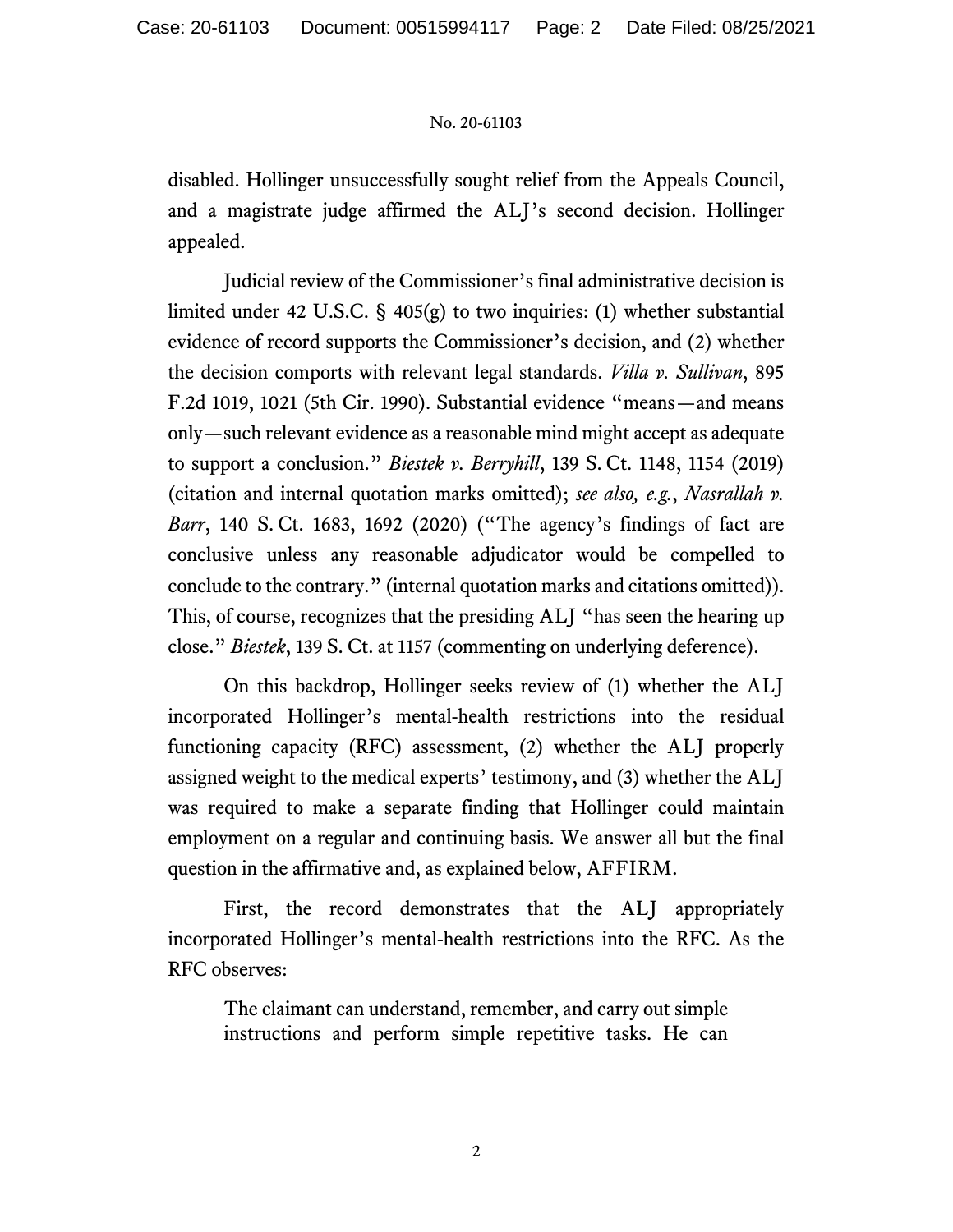disabled. Hollinger unsuccessfully sought relief from the Appeals Council, and a magistrate judge affirmed the ALJ's second decision. Hollinger appealed.

Judicial review of the Commissioner's final administrative decision is limited under 42 U.S.C. § 405(g) to two inquiries: (1) whether substantial evidence of record supports the Commissioner's decision, and (2) whether the decision comports with relevant legal standards. *Villa v. Sullivan*, 895 F.2d 1019, 1021 (5th Cir. 1990). Substantial evidence "means—and means only—such relevant evidence as a reasonable mind might accept as adequate to support a conclusion." *Biestek v. Berryhill*, 139 S. Ct. 1148, 1154 (2019) (citation and internal quotation marks omitted); *see also, e.g.*, *Nasrallah v. Barr*, 140 S. Ct. 1683, 1692 (2020) ("The agency's findings of fact are conclusive unless any reasonable adjudicator would be compelled to conclude to the contrary." (internal quotation marks and citations omitted)). This, of course, recognizes that the presiding ALJ "has seen the hearing up close." *Biestek*, 139 S. Ct. at 1157 (commenting on underlying deference).

On this backdrop, Hollinger seeks review of (1) whether the ALJ incorporated Hollinger's mental-health restrictions into the residual functioning capacity (RFC) assessment, (2) whether the ALJ properly assigned weight to the medical experts' testimony, and (3) whether the ALJ was required to make a separate finding that Hollinger could maintain employment on a regular and continuing basis. We answer all but the final question in the affirmative and, as explained below, AFFIRM.

First, the record demonstrates that the ALJ appropriately incorporated Hollinger's mental-health restrictions into the RFC. As the RFC observes:

> The claimant can understand, remember, and carry out simple instructions and perform simple repetitive tasks. He can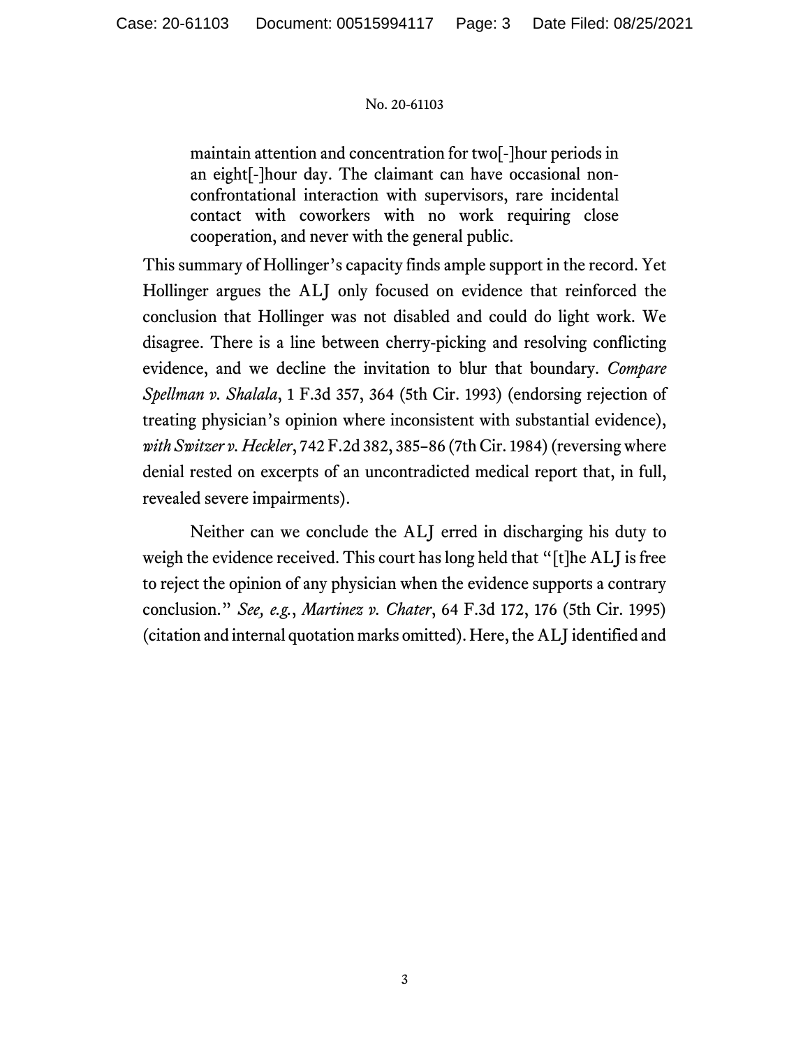> maintain attention and concentration for two[-]hour periods in an eight[-]hour day. The claimant can have occasional non-confrontational interaction with supervisors, rare incidental contact with coworkers with no work requiring close cooperation, and never with the general public.

This summary of Hollinger's capacity finds ample support in the record. Yet Hollinger argues the ALJ only focused on evidence that reinforced the conclusion that Hollinger was not disabled and could do light work. We disagree. There is a line between cherry-picking and resolving conflicting evidence, and we decline the invitation to blur that boundary. *Compare Spellman v. Shalala*, 1 F.3d 357, 364 (5th Cir. 1993) (endorsing rejection of treating physician's opinion where inconsistent with substantial evidence), *with Switzer v. Heckler*, 742 F.2d 382, 385–86 (7th Cir. 1984) (reversing where denial rested on excerpts of an uncontradicted medical report that, in full, revealed severe impairments).

Neither can we conclude the ALJ erred in discharging his duty to weigh the evidence received. This court has long held that "[t]he ALJ is free to reject the opinion of any physician when the evidence supports a contrary conclusion." *See, e.g.*, *Martinez v. Chater*, 64 F.3d 172, 176 (5th Cir. 1995) (citation and internal quotation marks omitted). Here, the ALJ identified and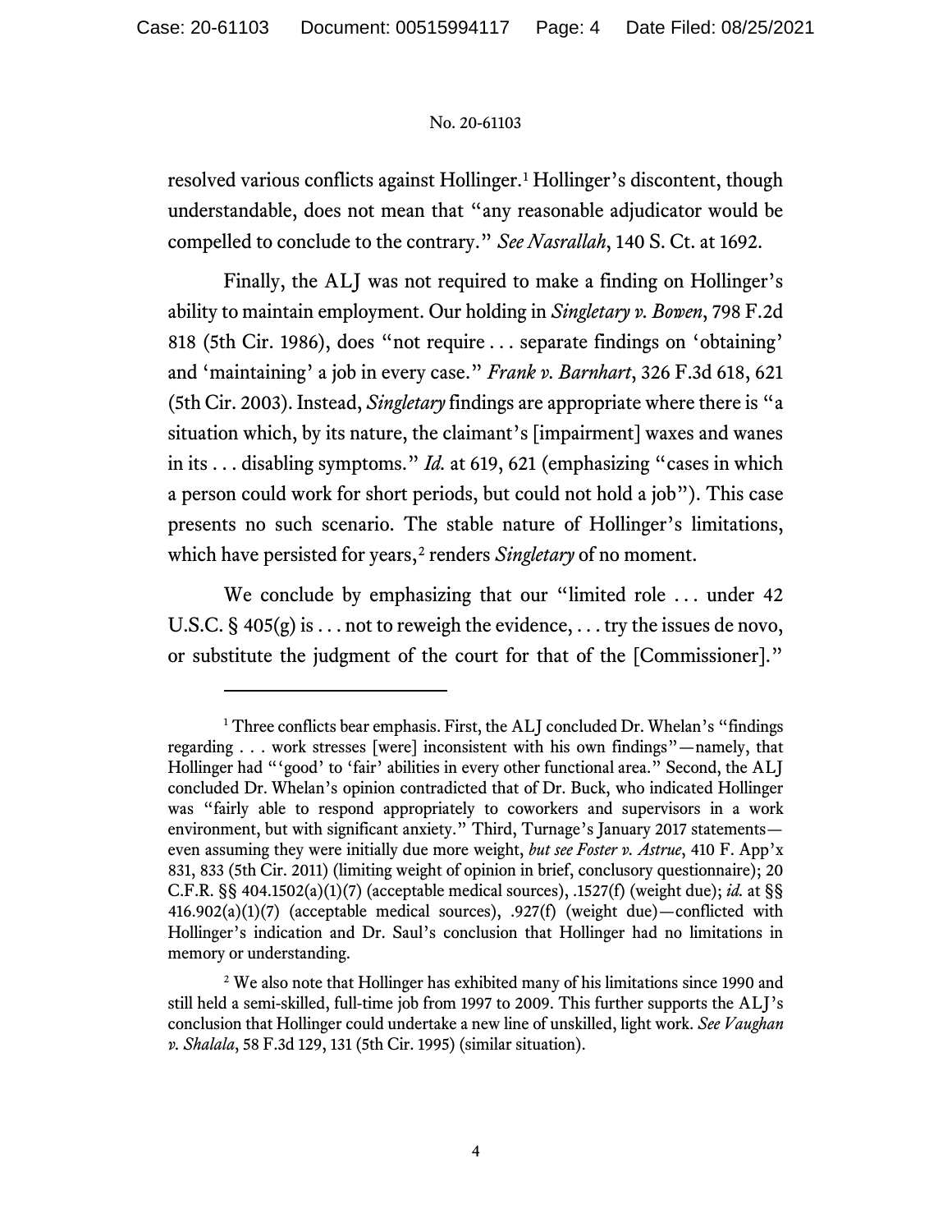resolved various conflicts against Hollinger.[1] Hollinger's discontent, though understandable, does not mean that "any reasonable adjudicator would be compelled to conclude to the contrary." *See Nasrallah*, 140 S. Ct. at 1692.

Finally, the ALJ was not required to make a finding on Hollinger's ability to maintain employment. Our holding in *Singletary v. Bowen*, 798 F.2d 818 (5th Cir. 1986), does "not require . . . separate findings on 'obtaining' and 'maintaining' a job in every case." *Frank v. Barnhart*, 326 F.3d 618, 621 (5th Cir. 2003). Instead, *Singletary* findings are appropriate where there is "a situation which, by its nature, the claimant's [impairment] waxes and wanes in its . . . disabling symptoms." *Id.* at 619, 621 (emphasizing "cases in which a person could work for short periods, but could not hold a job"). This case presents no such scenario. The stable nature of Hollinger's limitations, which have persisted for years,[2] renders *Singletary* of no moment.

We conclude by emphasizing that our "limited role . . . under 42 U.S.C. § 405(g) is . . . not to reweigh the evidence, . . . try the issues de novo, or substitute the judgment of the court for that of the [Commissioner]."

---

[1] Three conflicts bear emphasis. First, the ALJ concluded Dr. Whelan's "findings regarding . . . work stresses [were] inconsistent with his own findings"—namely, that Hollinger had "'good' to 'fair' abilities in every other functional area." Second, the ALJ concluded Dr. Whelan's opinion contradicted that of Dr. Buck, who indicated Hollinger was "fairly able to respond appropriately to coworkers and supervisors in a work environment, but with significant anxiety." Third, Turnage's January 2017 statements—even assuming they were initially due more weight, *but see Foster v. Astrue*, 410 F. App'x 831, 833 (5th Cir. 2011) (limiting weight of opinion in brief, conclusory questionnaire); 20 C.F.R. §§ 404.1502(a)(1)(7) (acceptable medical sources), .1527(f) (weight due); *id.* at §§ 416.902(a)(1)(7) (acceptable medical sources), .927(f) (weight due)—conflicted with Hollinger's indication and Dr. Saul's conclusion that Hollinger had no limitations in memory or understanding.

[2] We also note that Hollinger has exhibited many of his limitations since 1990 and still held a semi-skilled, full-time job from 1997 to 2009. This further supports the ALJ's conclusion that Hollinger could undertake a new line of unskilled, light work. *See Vaughan v. Shalala*, 58 F.3d 129, 131 (5th Cir. 1995) (similar situation).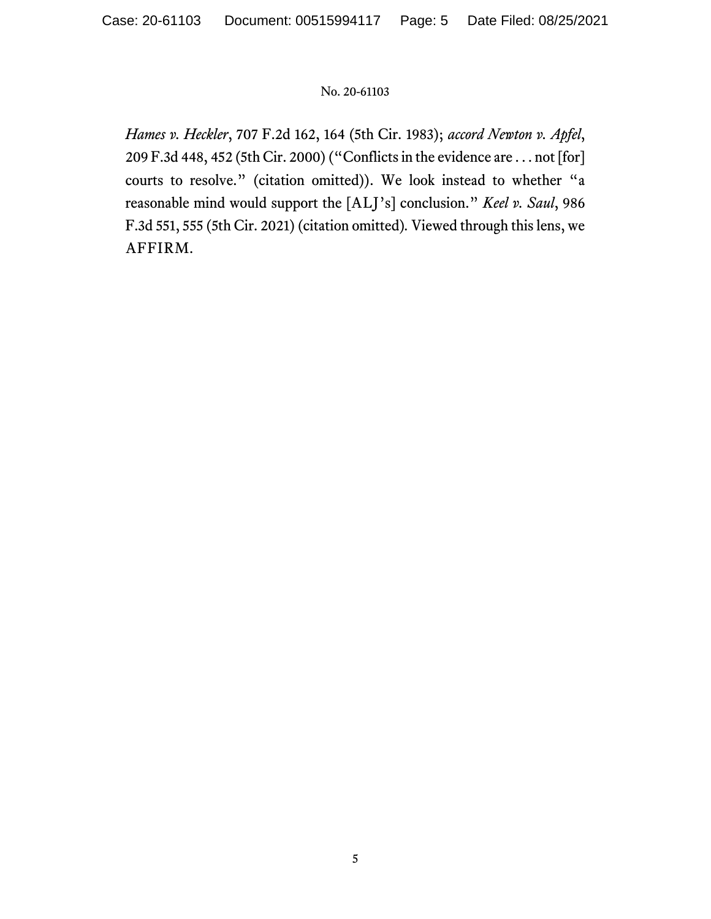*Hames v. Heckler*, 707 F.2d 162, 164 (5th Cir. 1983); *accord Newton v. Apfel*, 209 F.3d 448, 452 (5th Cir. 2000) ("Conflicts in the evidence are . . . not [for] courts to resolve." (citation omitted)). We look instead to whether "a reasonable mind would support the [ALJ's] conclusion." *Keel v. Saul*, 986 F.3d 551, 555 (5th Cir. 2021) (citation omitted). Viewed through this lens, we AFFIRM.